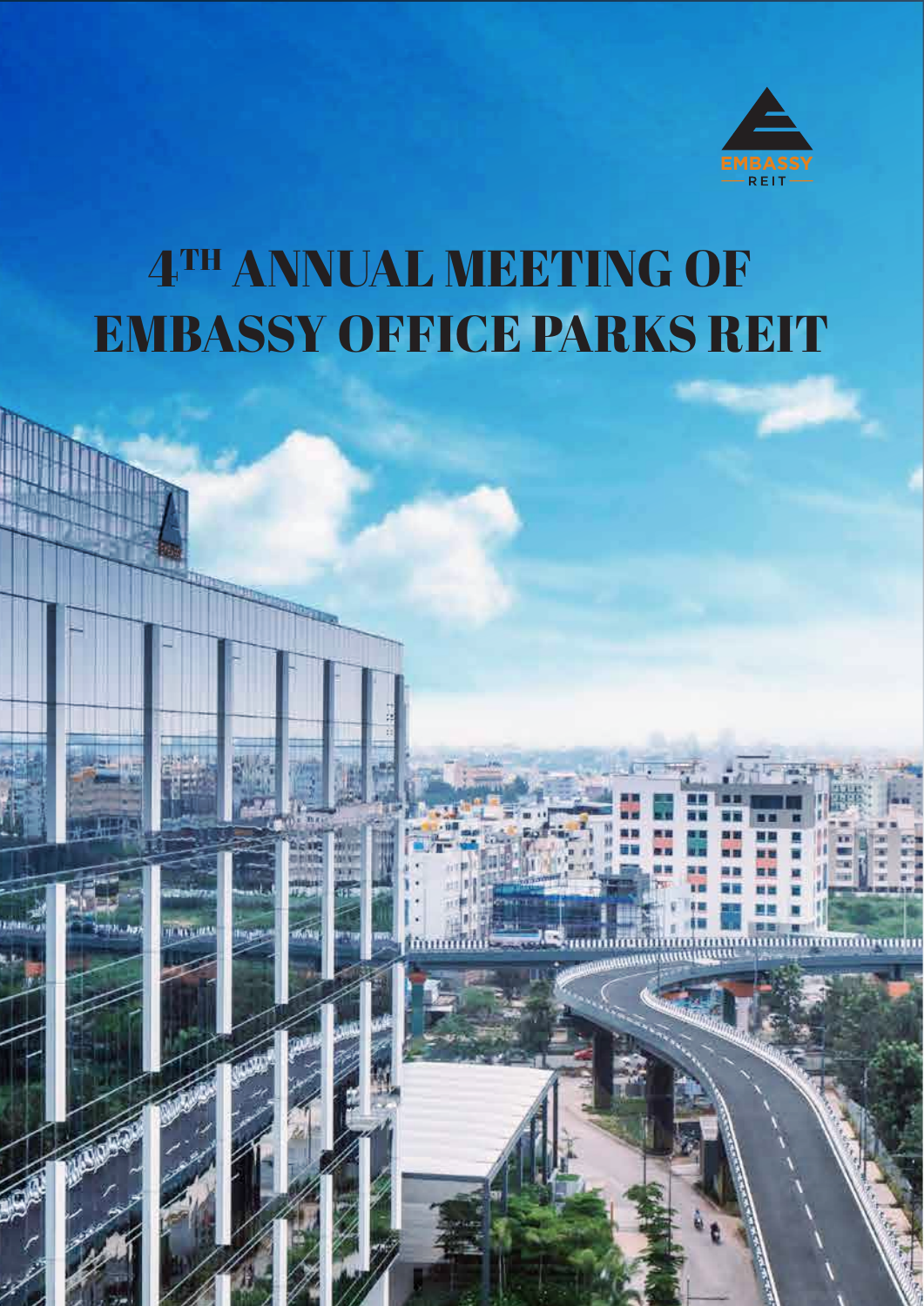EMBASSY REIT

# 4TH ANNUAL MEETING OF EMBASSY OFFICE PARKS REIT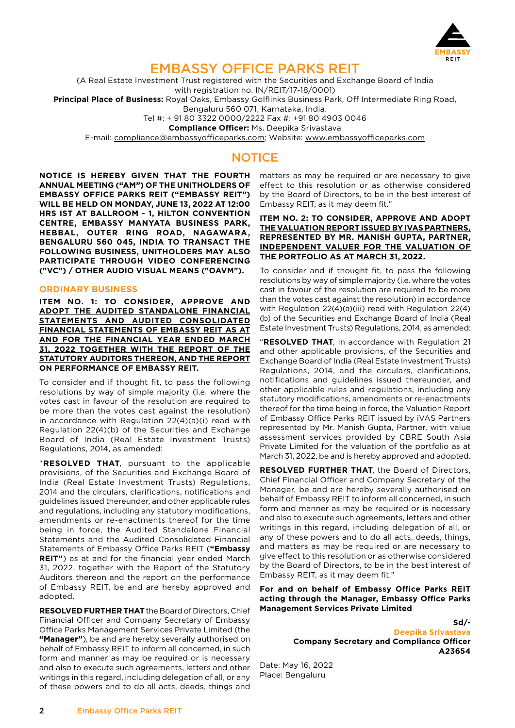# EMBASSY OFFICE PARKS REIT

(A Real Estate Investment Trust registered with the Securities and Exchange Board of India with registration no. IN/REIT/17-18/0001)

**Principal Place of Business:** Royal Oaks, Embassy Golflinks Business Park, Off Intermediate Ring Road, Bengaluru 560 071, Karnataka, India.

Tel #: + 91 80 3322 0000/2222 Fax #: +91 80 4903 0046

**Compliance Officer:** Ms. Deepika Srivastava

E-mail: compliance@embassyofficeparks.com; Website: www.embassyofficeparks.com

## NOTICE

**NOTICE IS HEREBY GIVEN THAT THE FOURTH ANNUAL MEETING ("AM") OF THE UNITHOLDERS OF EMBASSY OFFICE PARKS REIT ("EMBASSY REIT") WILL BE HELD ON MONDAY, JUNE 13, 2022 AT 12:00 HRS IST AT BALLROOM - 1, HILTON CONVENTION CENTRE, EMBASSY MANYATA BUSINESS PARK, HEBBAL, OUTER RING ROAD, NAGAWARA, BENGALURU 560 045, INDIA TO TRANSACT THE FOLLOWING BUSINESS, UNITHOLDERS MAY ALSO PARTICIPATE THROUGH VIDEO CONFERENCING ("VC") / OTHER AUDIO VISUAL MEANS ("OAVM").**

### ORDINARY BUSINESS

**ITEM NO. 1: TO CONSIDER, APPROVE AND ADOPT THE AUDITED STANDALONE FINANCIAL STATEMENTS AND AUDITED CONSOLIDATED FINANCIAL STATEMENTS OF EMBASSY REIT AS AT AND FOR THE FINANCIAL YEAR ENDED MARCH 31, 2022 TOGETHER WITH THE REPORT OF THE STATUTORY AUDITORS THEREON, AND THE REPORT ON PERFORMANCE OF EMBASSY REIT.**

To consider and if thought fit, to pass the following resolutions by way of simple majority (i.e. where the votes cast in favour of the resolution are required to be more than the votes cast against the resolution) in accordance with Regulation 22(4)(a)(i) read with Regulation 22(4)(b) of the Securities and Exchange Board of India (Real Estate Investment Trusts) Regulations, 2014, as amended:

"**RESOLVED THAT**, pursuant to the applicable provisions, of the Securities and Exchange Board of India (Real Estate Investment Trusts) Regulations, 2014 and the circulars, clarifications, notifications and guidelines issued thereunder, and other applicable rules and regulations, including any statutory modifications, amendments or re-enactments thereof for the time being in force, the Audited Standalone Financial Statements and the Audited Consolidated Financial Statements of Embassy Office Parks REIT (**"Embassy REIT"**) as at and for the financial year ended March 31, 2022, together with the Report of the Statutory Auditors thereon and the report on the performance of Embassy REIT, be and are hereby approved and adopted.

**RESOLVED FURTHER THAT** the Board of Directors, Chief Financial Officer and Company Secretary of Embassy Office Parks Management Services Private Limited (the **"Manager"**), be and are hereby severally authorised on behalf of Embassy REIT to inform all concerned, in such form and manner as may be required or is necessary and also to execute such agreements, letters and other writings in this regard, including delegation of all, or any of these powers and to do all acts, deeds, things and matters as may be required or are necessary to give effect to this resolution or as otherwise considered by the Board of Directors, to be in the best interest of Embassy REIT, as it may deem fit."

**ITEM NO. 2: TO CONSIDER, APPROVE AND ADOPT THE VALUATION REPORT ISSUED BY IVAS PARTNERS, REPRESENTED BY MR. MANISH GUPTA, PARTNER, INDEPENDENT VALUER FOR THE VALUATION OF THE PORTFOLIO AS AT MARCH 31, 2022.**

To consider and if thought fit, to pass the following resolutions by way of simple majority (i.e. where the votes cast in favour of the resolution are required to be more than the votes cast against the resolution) in accordance with Regulation 22(4)(a)(iii) read with Regulation 22(4)(b) of the Securities and Exchange Board of India (Real Estate Investment Trusts) Regulations, 2014, as amended:

"**RESOLVED THAT**, in accordance with Regulation 21 and other applicable provisions, of the Securities and Exchange Board of India (Real Estate Investment Trusts) Regulations, 2014, and the circulars, clarifications, notifications and guidelines issued thereunder, and other applicable rules and regulations, including any statutory modifications, amendments or re-enactments thereof for the time being in force, the Valuation Report of Embassy Office Parks REIT issued by iVAS Partners represented by Mr. Manish Gupta, Partner, with value assessment services provided by CBRE South Asia Private Limited for the valuation of the portfolio as at March 31, 2022, be and is hereby approved and adopted.

**RESOLVED FURTHER THAT**, the Board of Directors, Chief Financial Officer and Company Secretary of the Manager, be and are hereby severally authorised on behalf of Embassy REIT to inform all concerned, in such form and manner as may be required or is necessary and also to execute such agreements, letters and other writings in this regard, including delegation of all, or any of these powers and to do all acts, deeds, things, and matters as may be required or are necessary to give effect to this resolution or as otherwise considered by the Board of Directors, to be in the best interest of Embassy REIT, as it may deem fit."

**For and on behalf of Embassy Office Parks REIT acting through the Manager, Embassy Office Parks Management Services Private Limited**

**Sd/-**
**Deepika Srivastava**
**Company Secretary and Compliance Officer**
**A23654**

Date: May 16, 2022
Place: Bengaluru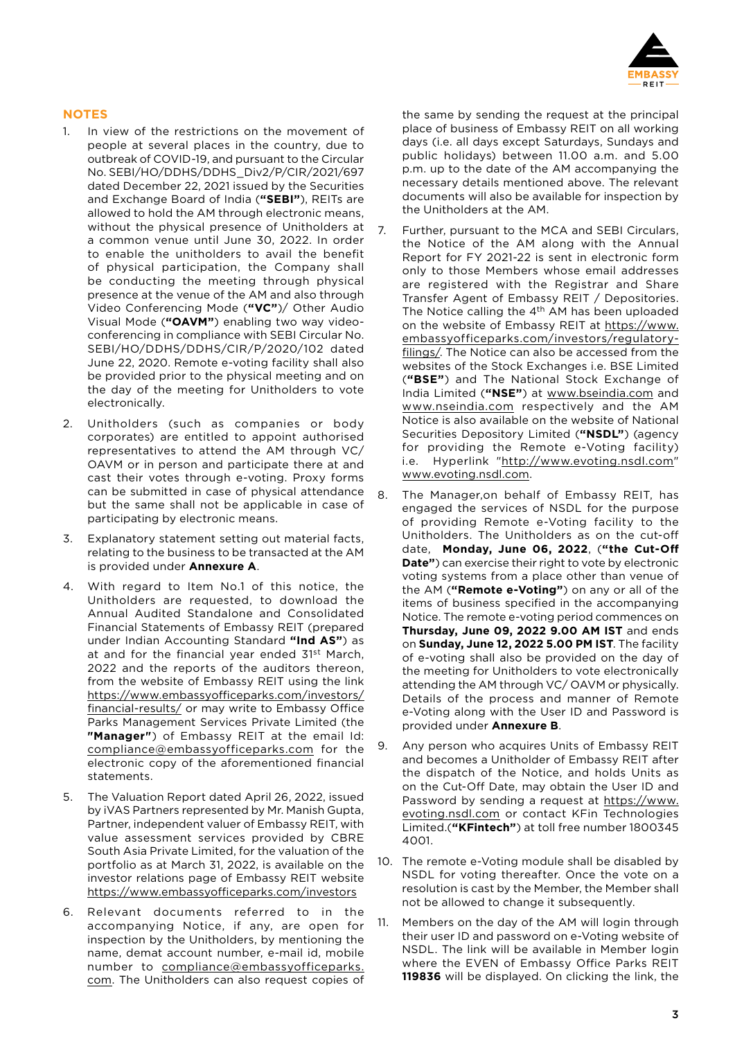## NOTES

1. In view of the restrictions on the movement of people at several places in the country, due to outbreak of COVID-19, and pursuant to the Circular No. SEBI/HO/DDHS/DDHS_Div2/P/CIR/2021/697 dated December 22, 2021 issued by the Securities and Exchange Board of India (**"SEBI"**), REITs are allowed to hold the AM through electronic means, without the physical presence of Unitholders at a common venue until June 30, 2022. In order to enable the unitholders to avail the benefit of physical participation, the Company shall be conducting the meeting through physical presence at the venue of the AM and also through Video Conferencing Mode (**"VC"**)/ Other Audio Visual Mode (**"OAVM"**) enabling two way video-conferencing in compliance with SEBI Circular No. SEBI/HO/DDHS/DDHS/CIR/P/2020/102 dated June 22, 2020. Remote e-voting facility shall also be provided prior to the physical meeting and on the day of the meeting for Unitholders to vote electronically.

2. Unitholders (such as companies or body corporates) are entitled to appoint authorised representatives to attend the AM through VC/ OAVM or in person and participate there at and cast their votes through e-voting. Proxy forms can be submitted in case of physical attendance but the same shall not be applicable in case of participating by electronic means.

3. Explanatory statement setting out material facts, relating to the business to be transacted at the AM is provided under **Annexure A**.

4. With regard to Item No.1 of this notice, the Unitholders are requested, to download the Annual Audited Standalone and Consolidated Financial Statements of Embassy REIT (prepared under Indian Accounting Standard **"Ind AS"**) as at and for the financial year ended 31st March, 2022 and the reports of the auditors thereon, from the website of Embassy REIT using the link https://www.embassyofficeparks.com/investors/financial-results/ or may write to Embassy Office Parks Management Services Private Limited (the **"Manager"**) of Embassy REIT at the email Id: compliance@embassyofficeparks.com for the electronic copy of the aforementioned financial statements.

5. The Valuation Report dated April 26, 2022, issued by iVAS Partners represented by Mr. Manish Gupta, Partner, independent valuer of Embassy REIT, with value assessment services provided by CBRE South Asia Private Limited, for the valuation of the portfolio as at March 31, 2022, is available on the investor relations page of Embassy REIT website https://www.embassyofficeparks.com/investors

6. Relevant documents referred to in the accompanying Notice, if any, are open for inspection by the Unitholders, by mentioning the name, demat account number, e-mail id, mobile number to compliance@embassyofficeparks.com. The Unitholders can also request copies of the same by sending the request at the principal place of business of Embassy REIT on all working days (i.e. all days except Saturdays, Sundays and public holidays) between 11.00 a.m. and 5.00 p.m. up to the date of the AM accompanying the necessary details mentioned above. The relevant documents will also be available for inspection by the Unitholders at the AM.

7. Further, pursuant to the MCA and SEBI Circulars, the Notice of the AM along with the Annual Report for FY 2021-22 is sent in electronic form only to those Members whose email addresses are registered with the Registrar and Share Transfer Agent of Embassy REIT / Depositories. The Notice calling the 4th AM has been uploaded on the website of Embassy REIT at https://www.embassyofficeparks.com/investors/regulatory-filings/. The Notice can also be accessed from the websites of the Stock Exchanges i.e. BSE Limited (**"BSE"**) and The National Stock Exchange of India Limited (**"NSE"**) at www.bseindia.com and www.nseindia.com respectively and the AM Notice is also available on the website of National Securities Depository Limited (**"NSDL"**) (agency for providing the Remote e-Voting facility) i.e. Hyperlink "http://www.evoting.nsdl.com" www.evoting.nsdl.com.

8. The Manager,on behalf of Embassy REIT, has engaged the services of NSDL for the purpose of providing Remote e-Voting facility to the Unitholders. The Unitholders as on the cut-off date, **Monday, June 06, 2022**, (**"the Cut-Off Date"**) can exercise their right to vote by electronic voting systems from a place other than venue of the AM (**"Remote e-Voting"**) on any or all of the items of business specified in the accompanying Notice. The remote e-voting period commences on **Thursday, June 09, 2022 9.00 AM IST** and ends on **Sunday, June 12, 2022 5.00 PM IST**. The facility of e-voting shall also be provided on the day of the meeting for Unitholders to vote electronically attending the AM through VC/ OAVM or physically. Details of the process and manner of Remote e-Voting along with the User ID and Password is provided under **Annexure B**.

9. Any person who acquires Units of Embassy REIT and becomes a Unitholder of Embassy REIT after the dispatch of the Notice, and holds Units as on the Cut-Off Date, may obtain the User ID and Password by sending a request at https://www.evoting.nsdl.com or contact KFin Technologies Limited.(**"KFintech"**) at toll free number 1800345 4001.

10. The remote e-Voting module shall be disabled by NSDL for voting thereafter. Once the vote on a resolution is cast by the Member, the Member shall not be allowed to change it subsequently.

11. Members on the day of the AM will login through their user ID and password on e-Voting website of NSDL. The link will be available in Member login where the EVEN of Embassy Office Parks REIT **119836** will be displayed. On clicking the link, the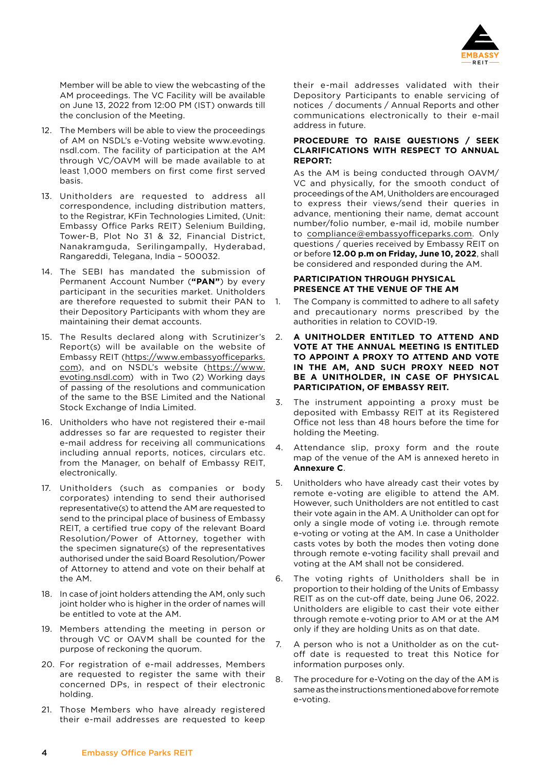Member will be able to view the webcasting of the AM proceedings. The VC Facility will be available on June 13, 2022 from 12:00 PM (IST) onwards till the conclusion of the Meeting.

12. The Members will be able to view the proceedings of AM on NSDL's e-Voting website www.evoting.nsdl.com. The facility of participation at the AM through VC/OAVM will be made available to at least 1,000 members on first come first served basis.
13. Unitholders are requested to address all correspondence, including distribution matters, to the Registrar, KFin Technologies Limited, (Unit: Embassy Office Parks REIT) Selenium Building, Tower-B, Plot No 31 & 32, Financial District, Nanakramguda, Serilingampally, Hyderabad, Rangareddi, Telegana, India – 500032.
14. The SEBI has mandated the submission of Permanent Account Number (**"PAN"**) by every participant in the securities market. Unitholders are therefore requested to submit their PAN to their Depository Participants with whom they are maintaining their demat accounts.
15. The Results declared along with Scrutinizer's Report(s) will be available on the website of Embassy REIT (https://www.embassyofficeparks.com), and on NSDL's website (https://www.evoting.nsdl.com) with in Two (2) Working days of passing of the resolutions and communication of the same to the BSE Limited and the National Stock Exchange of India Limited.
16. Unitholders who have not registered their e-mail addresses so far are requested to register their e-mail address for receiving all communications including annual reports, notices, circulars etc. from the Manager, on behalf of Embassy REIT, electronically.
17. Unitholders (such as companies or body corporates) intending to send their authorised representative(s) to attend the AM are requested to send to the principal place of business of Embassy REIT, a certified true copy of the relevant Board Resolution/Power of Attorney, together with the specimen signature(s) of the representatives authorised under the said Board Resolution/Power of Attorney to attend and vote on their behalf at the AM.
18. In case of joint holders attending the AM, only such joint holder who is higher in the order of names will be entitled to vote at the AM.
19. Members attending the meeting in person or through VC or OAVM shall be counted for the purpose of reckoning the quorum.
20. For registration of e-mail addresses, Members are requested to register the same with their concerned DPs, in respect of their electronic holding.
21. Those Members who have already registered their e-mail addresses are requested to keep their e-mail addresses validated with their Depository Participants to enable servicing of notices / documents / Annual Reports and other communications electronically to their e-mail address in future.

**PROCEDURE TO RAISE QUESTIONS / SEEK CLARIFICATIONS WITH RESPECT TO ANNUAL REPORT:**

As the AM is being conducted through OAVM/VC and physically, for the smooth conduct of proceedings of the AM, Unitholders are encouraged to express their views/send their queries in advance, mentioning their name, demat account number/folio number, e-mail id, mobile number to compliance@embassyofficeparks.com. Only questions / queries received by Embassy REIT on or before **12.00 p.m on Friday, June 10, 2022**, shall be considered and responded during the AM.

**PARTICIPATION THROUGH PHYSICAL PRESENCE AT THE VENUE OF THE AM**

1. The Company is committed to adhere to all safety and precautionary norms prescribed by the authorities in relation to COVID-19.
2. **A UNITHOLDER ENTITLED TO ATTEND AND VOTE AT THE ANNUAL MEETING IS ENTITLED TO APPOINT A PROXY TO ATTEND AND VOTE IN THE AM, AND SUCH PROXY NEED NOT BE A UNITHOLDER, IN CASE OF PHYSICAL PARTICIPATION, OF EMBASSY REIT.**
3. The instrument appointing a proxy must be deposited with Embassy REIT at its Registered Office not less than 48 hours before the time for holding the Meeting.
4. Attendance slip, proxy form and the route map of the venue of the AM is annexed hereto in **Annexure C**.
5. Unitholders who have already cast their votes by remote e-voting are eligible to attend the AM. However, such Unitholders are not entitled to cast their vote again in the AM. A Unitholder can opt for only a single mode of voting i.e. through remote e-voting or voting at the AM. In case a Unitholder casts votes by both the modes then voting done through remote e-voting facility shall prevail and voting at the AM shall not be considered.
6. The voting rights of Unitholders shall be in proportion to their holding of the Units of Embassy REIT as on the cut-off date, being June 06, 2022. Unitholders are eligible to cast their vote either through remote e-voting prior to AM or at the AM only if they are holding Units as on that date.
7. A person who is not a Unitholder as on the cut-off date is requested to treat this Notice for information purposes only.
8. The procedure for e-Voting on the day of the AM is same as the instructions mentioned above for remote e-voting.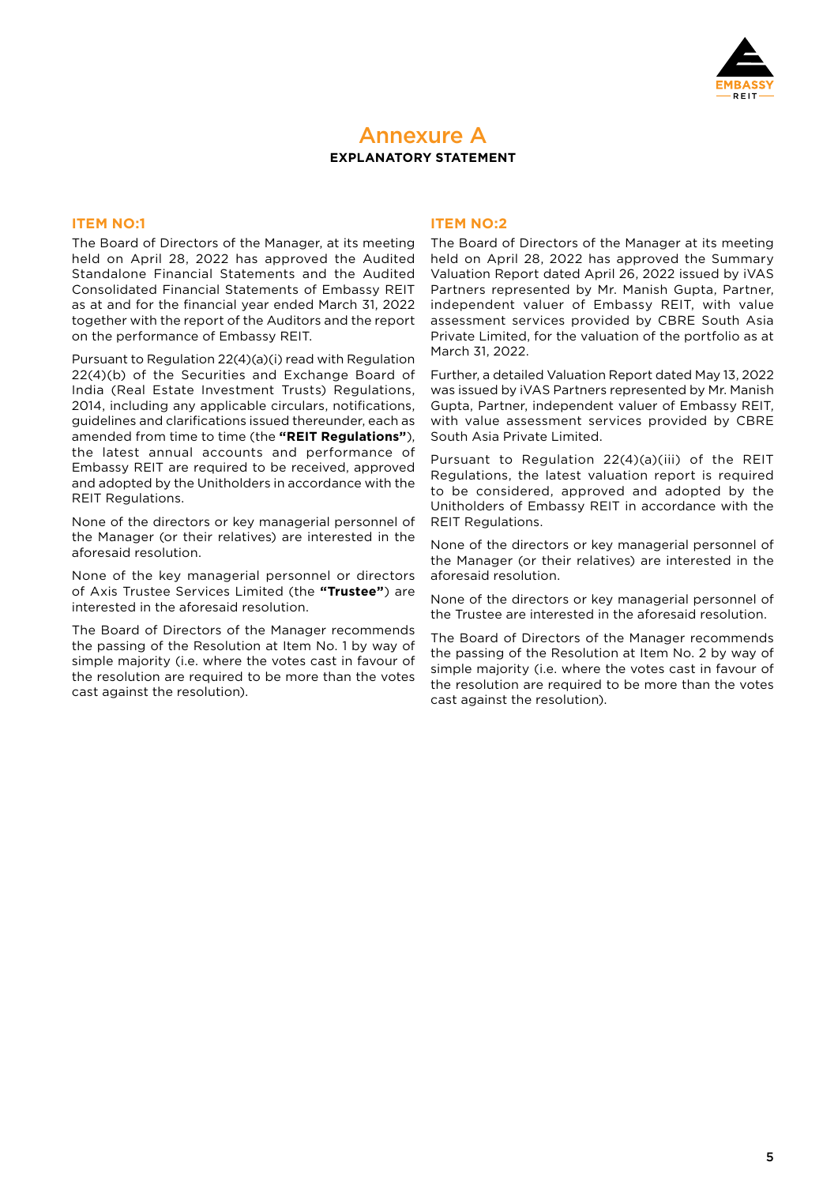# Annexure A

**EXPLANATORY STATEMENT**

## ITEM NO:1

The Board of Directors of the Manager, at its meeting held on April 28, 2022 has approved the Audited Standalone Financial Statements and the Audited Consolidated Financial Statements of Embassy REIT as at and for the financial year ended March 31, 2022 together with the report of the Auditors and the report on the performance of Embassy REIT.

Pursuant to Regulation 22(4)(a)(i) read with Regulation 22(4)(b) of the Securities and Exchange Board of India (Real Estate Investment Trusts) Regulations, 2014, including any applicable circulars, notifications, guidelines and clarifications issued thereunder, each as amended from time to time (the **"REIT Regulations"**), the latest annual accounts and performance of Embassy REIT are required to be received, approved and adopted by the Unitholders in accordance with the REIT Regulations.

None of the directors or key managerial personnel of the Manager (or their relatives) are interested in the aforesaid resolution.

None of the key managerial personnel or directors of Axis Trustee Services Limited (the **"Trustee"**) are interested in the aforesaid resolution.

The Board of Directors of the Manager recommends the passing of the Resolution at Item No. 1 by way of simple majority (i.e. where the votes cast in favour of the resolution are required to be more than the votes cast against the resolution).

## ITEM NO:2

The Board of Directors of the Manager at its meeting held on April 28, 2022 has approved the Summary Valuation Report dated April 26, 2022 issued by iVAS Partners represented by Mr. Manish Gupta, Partner, independent valuer of Embassy REIT, with value assessment services provided by CBRE South Asia Private Limited, for the valuation of the portfolio as at March 31, 2022.

Further, a detailed Valuation Report dated May 13, 2022 was issued by iVAS Partners represented by Mr. Manish Gupta, Partner, independent valuer of Embassy REIT, with value assessment services provided by CBRE South Asia Private Limited.

Pursuant to Regulation 22(4)(a)(iii) of the REIT Regulations, the latest valuation report is required to be considered, approved and adopted by the Unitholders of Embassy REIT in accordance with the REIT Regulations.

None of the directors or key managerial personnel of the Manager (or their relatives) are interested in the aforesaid resolution.

None of the directors or key managerial personnel of the Trustee are interested in the aforesaid resolution.

The Board of Directors of the Manager recommends the passing of the Resolution at Item No. 2 by way of simple majority (i.e. where the votes cast in favour of the resolution are required to be more than the votes cast against the resolution).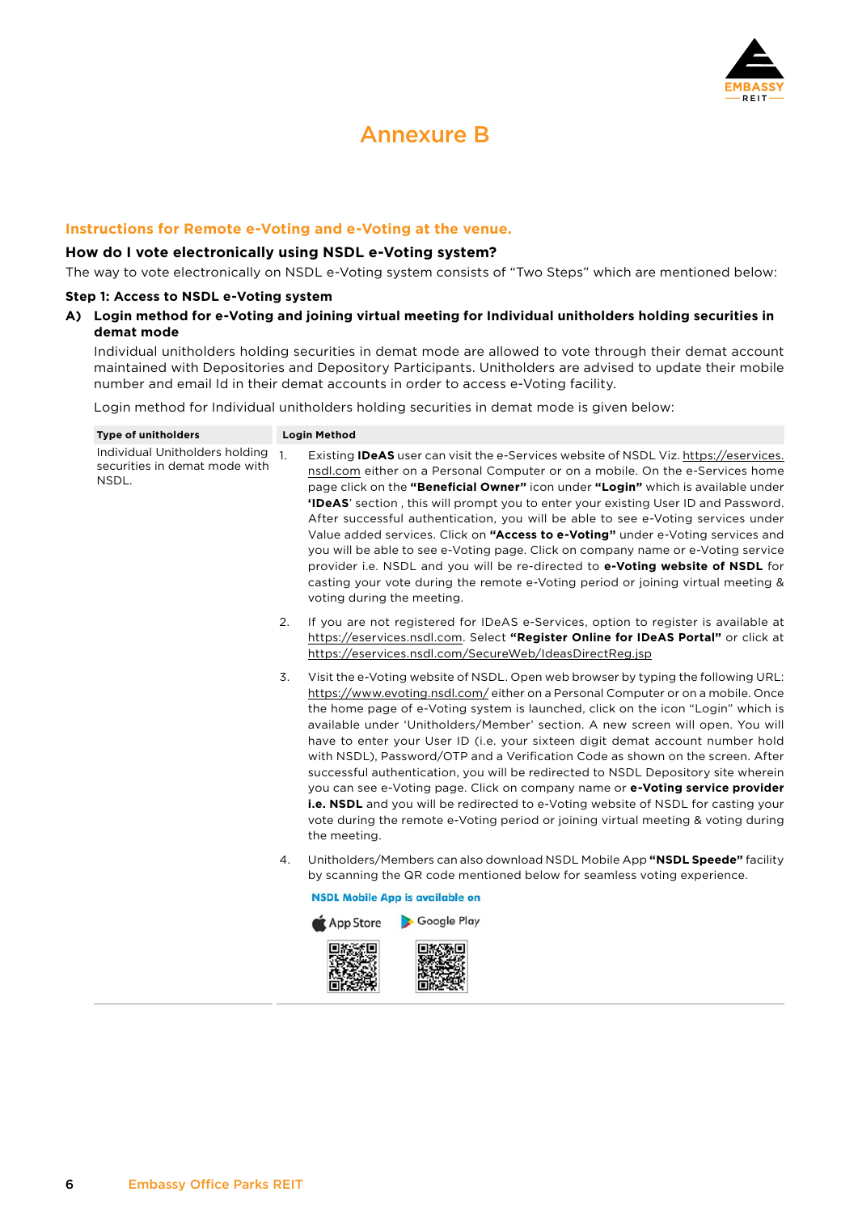# Annexure B

## Instructions for Remote e-Voting and e-Voting at the venue.

### How do I vote electronically using NSDL e-Voting system?

The way to vote electronically on NSDL e-Voting system consists of "Two Steps" which are mentioned below:

**Step 1: Access to NSDL e-Voting system**

**A) Login method for e-Voting and joining virtual meeting for Individual unitholders holding securities in demat mode**

Individual unitholders holding securities in demat mode are allowed to vote through their demat account maintained with Depositories and Depository Participants. Unitholders are advised to update their mobile number and email Id in their demat accounts in order to access e-Voting facility.

Login method for Individual unitholders holding securities in demat mode is given below:

| Type of unitholders | Login Method |
|---|---|
| Individual Unitholders holding securities in demat mode with NSDL. | 1. Existing **IDeAS** user can visit the e-Services website of NSDL Viz. https://eservices.nsdl.com either on a Personal Computer or on a mobile. On the e-Services home page click on the **"Beneficial Owner"** icon under **"Login"** which is available under **'IDeAS'** section , this will prompt you to enter your existing User ID and Password. After successful authentication, you will be able to see e-Voting services under Value added services. Click on **"Access to e-Voting"** under e-Voting services and you will be able to see e-Voting page. Click on company name or e-Voting service provider i.e. NSDL and you will be re-directed to **e-Voting website of NSDL** for casting your vote during the remote e-Voting period or joining virtual meeting & voting during the meeting.<br><br>2. If you are not registered for IDeAS e-Services, option to register is available at https://eservices.nsdl.com. Select **"Register Online for IDeAS Portal"** or click at https://eservices.nsdl.com/SecureWeb/IdeasDirectReg.jsp<br><br>3. Visit the e-Voting website of NSDL. Open web browser by typing the following URL: https://www.evoting.nsdl.com/ either on a Personal Computer or on a mobile. Once the home page of e-Voting system is launched, click on the icon "Login" which is available under 'Unitholders/Member' section. A new screen will open. You will have to enter your User ID (i.e. your sixteen digit demat account number hold with NSDL), Password/OTP and a Verification Code as shown on the screen. After successful authentication, you will be redirected to NSDL Depository site wherein you can see e-Voting page. Click on company name or **e-Voting service provider i.e. NSDL** and you will be redirected to e-Voting website of NSDL for casting your vote during the remote e-Voting period or joining virtual meeting & voting during the meeting.<br><br>4. Unitholders/Members can also download NSDL Mobile App **"NSDL Speede"** facility by scanning the QR code mentioned below for seamless voting experience.<br><br>**NSDL Mobile App is available on**<br>App Store    Google Play |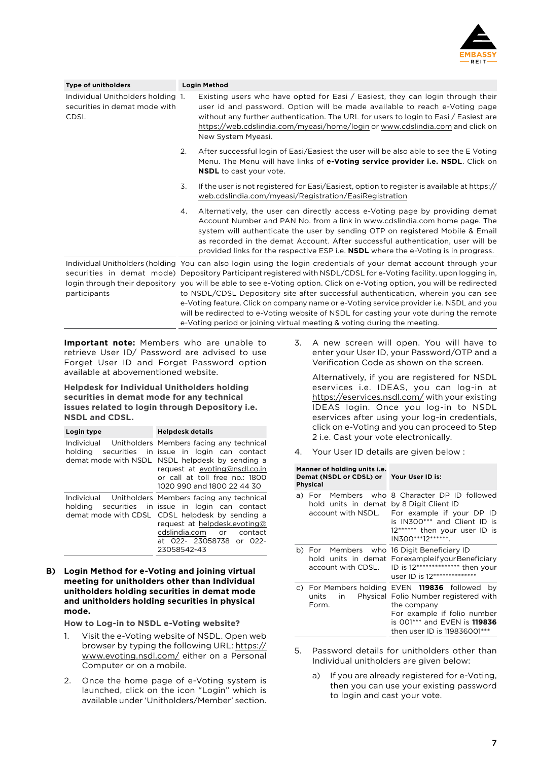| Type of unitholders | Login Method |
|---|---|
| Individual Unitholders holding securities in demat mode with CDSL | 1. Existing users who have opted for Easi / Easiest, they can login through their user id and password. Option will be made available to reach e-Voting page without any further authentication. The URL for users to login to Easi / Easiest are https://web.cdslindia.com/myeasi/home/login or www.cdslindia.com and click on New System Myeasi.<br>2. After successful login of Easi/Easiest the user will be also able to see the E Voting Menu. The Menu will have links of **e-Voting service provider i.e. NSDL**. Click on **NSDL** to cast your vote.<br>3. If the user is not registered for Easi/Easiest, option to register is available at https://web.cdslindia.com/myeasi/Registration/EasiRegistration<br>4. Alternatively, the user can directly access e-Voting page by providing demat Account Number and PAN No. from a link in www.cdslindia.com home page. The system will authenticate the user by sending OTP on registered Mobile & Email as recorded in the demat Account. After successful authentication, user will be provided links for the respective ESP i.e. **NSDL** where the e-Voting is in progress. |
| Individual Unitholders (holding securities in demat mode) login through their depository participants | You can also login using the login credentials of your demat account through your Depository Participant registered with NSDL/CDSL for e-Voting facility. upon logging in, you will be able to see e-Voting option. Click on e-Voting option, you will be redirected to NSDL/CDSL Depository site after successful authentication, wherein you can see e-Voting feature. Click on company name or e-Voting service provider i.e. NSDL and you will be redirected to e-Voting website of NSDL for casting your vote during the remote e-Voting period or joining virtual meeting & voting during the meeting. |

**Important note:** Members who are unable to retrieve User ID/ Password are advised to use Forget User ID and Forget Password option available at abovementioned website.

**Helpdesk for Individual Unitholders holding securities in demat mode for any technical issues related to login through Depository i.e. NSDL and CDSL.**

| Login type | Helpdesk details |
|---|---|
| Individual Unitholders holding securities in demat mode with NSDL | Members facing any technical issue in login can contact NSDL helpdesk by sending a request at evoting@nsdl.co.in or call at toll free no.: 1800 1020 990 and 1800 22 44 30 |
| Individual Unitholders holding securities in demat mode with CDSL | Members facing any technical issue in login can contact CDSL helpdesk by sending a request at helpdesk.evoting@cdslindia.com or contact at 022- 23058738 or 022-23058542-43 |

**B) Login Method for e-Voting and joining virtual meeting for unitholders other than Individual unitholders holding securities in demat mode and unitholders holding securities in physical mode.**

**How to Log-in to NSDL e-Voting website?**

1. Visit the e-Voting website of NSDL. Open web browser by typing the following URL: https://www.evoting.nsdl.com/ either on a Personal Computer or on a mobile.
2. Once the home page of e-Voting system is launched, click on the icon "Login" which is available under 'Unitholders/Member' section.
3. A new screen will open. You will have to enter your User ID, your Password/OTP and a Verification Code as shown on the screen.

   Alternatively, if you are registered for NSDL eservices i.e. IDEAS, you can log-in at https://eservices.nsdl.com/ with your existing IDEAS login. Once you log-in to NSDL eservices after using your log-in credentials, click on e-Voting and you can proceed to Step 2 i.e. Cast your vote electronically.
4. Your User ID details are given below :

| Manner of holding units i.e. Demat (NSDL or CDSL) or Physical | Your User ID is: |
|---|---|
| a) For Members who hold units in demat account with NSDL. | 8 Character DP ID followed by 8 Digit Client ID<br>For example if your DP ID is IN300*** and Client ID is 12****** then your user ID is IN300***12******. |
| b) For Members who hold units in demat account with CDSL. | 16 Digit Beneficiary ID<br>For example if your Beneficiary ID is 12************** then your user ID is 12************** |
| c) For Members holding units in Physical Form. | EVEN **119836** followed by Folio Number registered with the company<br>For example if folio number is 001*** and EVEN is **119836** then user ID is 119836001*** |

5. Password details for unitholders other than Individual unitholders are given below:

   a) If you are already registered for e-Voting, then you can use your existing password to login and cast your vote.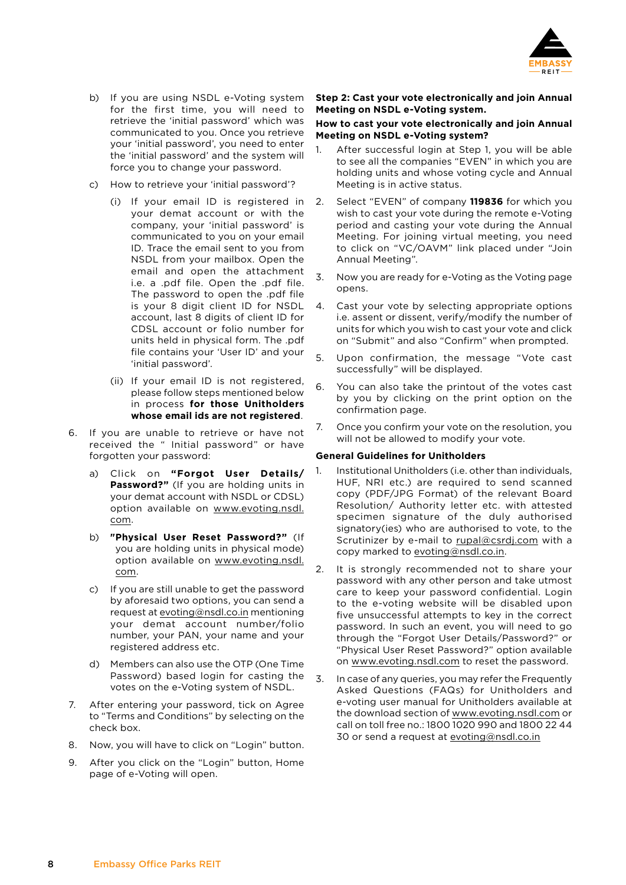b) If you are using NSDL e-Voting system for the first time, you will need to retrieve the 'initial password' which was communicated to you. Once you retrieve your 'initial password', you need to enter the 'initial password' and the system will force you to change your password.

c) How to retrieve your 'initial password'?

(i) If your email ID is registered in your demat account or with the company, your 'initial password' is communicated to you on your email ID. Trace the email sent to you from NSDL from your mailbox. Open the email and open the attachment i.e. a .pdf file. Open the .pdf file. The password to open the .pdf file is your 8 digit client ID for NSDL account, last 8 digits of client ID for CDSL account or folio number for units held in physical form. The .pdf file contains your 'User ID' and your 'initial password'.

(ii) If your email ID is not registered, please follow steps mentioned below in process **for those Unitholders whose email ids are not registered**.

6. If you are unable to retrieve or have not received the " Initial password" or have forgotten your password:

a) Click on **"Forgot User Details/ Password?"** (If you are holding units in your demat account with NSDL or CDSL) option available on www.evoting.nsdl.com.

b) **"Physical User Reset Password?"** (If you are holding units in physical mode) option available on www.evoting.nsdl.com.

c) If you are still unable to get the password by aforesaid two options, you can send a request at evoting@nsdl.co.in mentioning your demat account number/folio number, your PAN, your name and your registered address etc.

d) Members can also use the OTP (One Time Password) based login for casting the votes on the e-Voting system of NSDL.

7. After entering your password, tick on Agree to "Terms and Conditions" by selecting on the check box.

8. Now, you will have to click on "Login" button.

9. After you click on the "Login" button, Home page of e-Voting will open.

**Step 2: Cast your vote electronically and join Annual Meeting on NSDL e-Voting system.**

**How to cast your vote electronically and join Annual Meeting on NSDL e-Voting system?**

1. After successful login at Step 1, you will be able to see all the companies "EVEN" in which you are holding units and whose voting cycle and Annual Meeting is in active status.

2. Select "EVEN" of company **119836** for which you wish to cast your vote during the remote e-Voting period and casting your vote during the Annual Meeting. For joining virtual meeting, you need to click on "VC/OAVM" link placed under "Join Annual Meeting".

3. Now you are ready for e-Voting as the Voting page opens.

4. Cast your vote by selecting appropriate options i.e. assent or dissent, verify/modify the number of units for which you wish to cast your vote and click on "Submit" and also "Confirm" when prompted.

5. Upon confirmation, the message "Vote cast successfully" will be displayed.

6. You can also take the printout of the votes cast by you by clicking on the print option on the confirmation page.

7. Once you confirm your vote on the resolution, you will not be allowed to modify your vote.

**General Guidelines for Unitholders**

1. Institutional Unitholders (i.e. other than individuals, HUF, NRI etc.) are required to send scanned copy (PDF/JPG Format) of the relevant Board Resolution/ Authority letter etc. with attested specimen signature of the duly authorised signatory(ies) who are authorised to vote, to the Scrutinizer by e-mail to rupal@csrdj.com with a copy marked to evoting@nsdl.co.in.

2. It is strongly recommended not to share your password with any other person and take utmost care to keep your password confidential. Login to the e-voting website will be disabled upon five unsuccessful attempts to key in the correct password. In such an event, you will need to go through the "Forgot User Details/Password?" or "Physical User Reset Password?" option available on www.evoting.nsdl.com to reset the password.

3. In case of any queries, you may refer the Frequently Asked Questions (FAQs) for Unitholders and e-voting user manual for Unitholders available at the download section of www.evoting.nsdl.com or call on toll free no.: 1800 1020 990 and 1800 22 44 30 or send a request at evoting@nsdl.co.in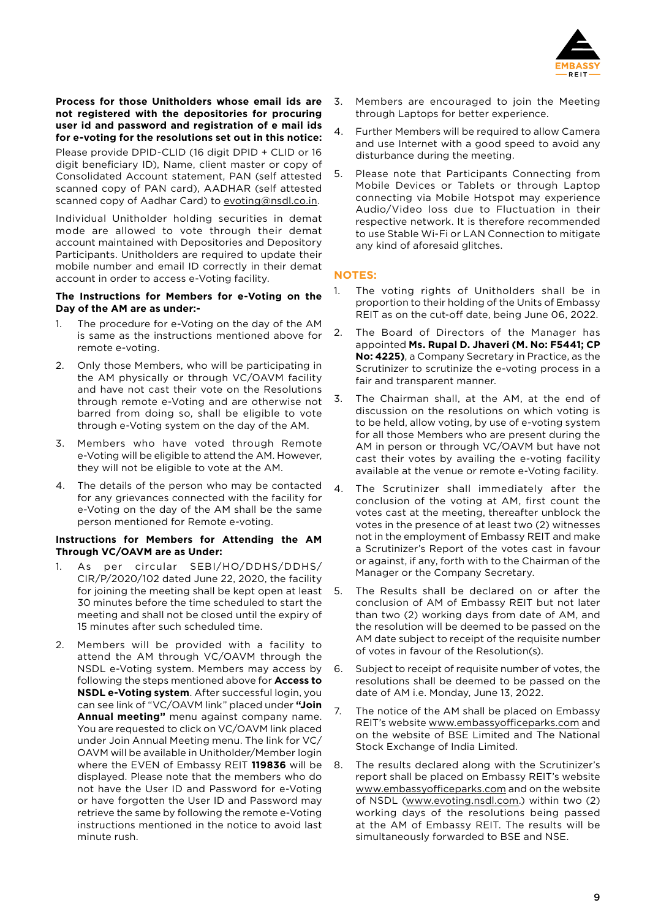**Process for those Unitholders whose email ids are not registered with the depositories for procuring user id and password and registration of e mail ids for e-voting for the resolutions set out in this notice:**

Please provide DPID-CLID (16 digit DPID + CLID or 16 digit beneficiary ID), Name, client master or copy of Consolidated Account statement, PAN (self attested scanned copy of PAN card), AADHAR (self attested scanned copy of Aadhar Card) to evoting@nsdl.co.in.

Individual Unitholder holding securities in demat mode are allowed to vote through their demat account maintained with Depositories and Depository Participants. Unitholders are required to update their mobile number and email ID correctly in their demat account in order to access e-Voting facility.

**The Instructions for Members for e-Voting on the Day of the AM are as under:-**

1. The procedure for e-Voting on the day of the AM is same as the instructions mentioned above for remote e-voting.
2. Only those Members, who will be participating in the AM physically or through VC/OAVM facility and have not cast their vote on the Resolutions through remote e-Voting and are otherwise not barred from doing so, shall be eligible to vote through e-Voting system on the day of the AM.
3. Members who have voted through Remote e-Voting will be eligible to attend the AM. However, they will not be eligible to vote at the AM.
4. The details of the person who may be contacted for any grievances connected with the facility for e-Voting on the day of the AM shall be the same person mentioned for Remote e-voting.

**Instructions for Members for Attending the AM Through VC/OAVM are as Under:**

1. As per circular SEBI/HO/DDHS/DDHS/CIR/P/2020/102 dated June 22, 2020, the facility for joining the meeting shall be kept open at least 30 minutes before the time scheduled to start the meeting and shall not be closed until the expiry of 15 minutes after such scheduled time.
2. Members will be provided with a facility to attend the AM through VC/OAVM through the NSDL e-Voting system. Members may access by following the steps mentioned above for **Access to NSDL e-Voting system**. After successful login, you can see link of "VC/OAVM link" placed under **"Join Annual meeting"** menu against company name. You are requested to click on VC/OAVM link placed under Join Annual Meeting menu. The link for VC/OAVM will be available in Unitholder/Member login where the EVEN of Embassy REIT **119836** will be displayed. Please note that the members who do not have the User ID and Password for e-Voting or have forgotten the User ID and Password may retrieve the same by following the remote e-Voting instructions mentioned in the notice to avoid last minute rush.
3. Members are encouraged to join the Meeting through Laptops for better experience.
4. Further Members will be required to allow Camera and use Internet with a good speed to avoid any disturbance during the meeting.
5. Please note that Participants Connecting from Mobile Devices or Tablets or through Laptop connecting via Mobile Hotspot may experience Audio/Video loss due to Fluctuation in their respective network. It is therefore recommended to use Stable Wi-Fi or LAN Connection to mitigate any kind of aforesaid glitches.

## NOTES:

1. The voting rights of Unitholders shall be in proportion to their holding of the Units of Embassy REIT as on the cut-off date, being June 06, 2022.
2. The Board of Directors of the Manager has appointed **Ms. Rupal D. Jhaveri (M. No: F5441; CP No: 4225)**, a Company Secretary in Practice, as the Scrutinizer to scrutinize the e-voting process in a fair and transparent manner.
3. The Chairman shall, at the AM, at the end of discussion on the resolutions on which voting is to be held, allow voting, by use of e-voting system for all those Members who are present during the AM in person or through VC/OAVM but have not cast their votes by availing the e-voting facility available at the venue or remote e-Voting facility.
4. The Scrutinizer shall immediately after the conclusion of the voting at AM, first count the votes cast at the meeting, thereafter unblock the votes in the presence of at least two (2) witnesses not in the employment of Embassy REIT and make a Scrutinizer's Report of the votes cast in favour or against, if any, forth with to the Chairman of the Manager or the Company Secretary.
5. The Results shall be declared on or after the conclusion of AM of Embassy REIT but not later than two (2) working days from date of AM, and the resolution will be deemed to be passed on the AM date subject to receipt of the requisite number of votes in favour of the Resolution(s).
6. Subject to receipt of requisite number of votes, the resolutions shall be deemed to be passed on the date of AM i.e. Monday, June 13, 2022.
7. The notice of the AM shall be placed on Embassy REIT's website www.embassyofficeparks.com and on the website of BSE Limited and The National Stock Exchange of India Limited.
8. The results declared along with the Scrutinizer's report shall be placed on Embassy REIT's website www.embassyofficeparks.com and on the website of NSDL (www.evoting.nsdl.com.) within two (2) working days of the resolutions being passed at the AM of Embassy REIT. The results will be simultaneously forwarded to BSE and NSE.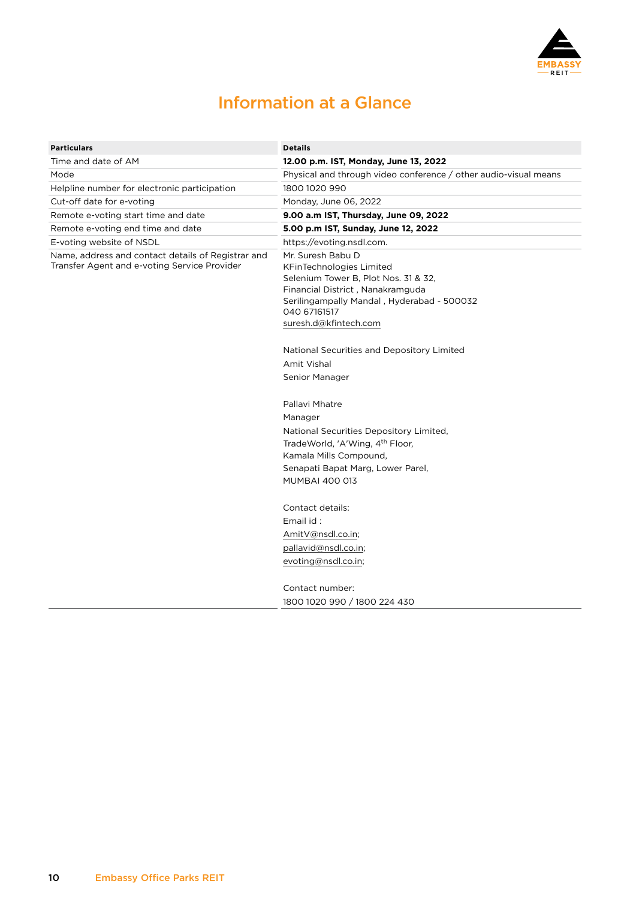# Information at a Glance

| Particulars | Details |
|---|---|
| Time and date of AM | **12.00 p.m. IST, Monday, June 13, 2022** |
| Mode | Physical and through video conference / other audio-visual means |
| Helpline number for electronic participation | 1800 1020 990 |
| Cut-off date for e-voting | Monday, June 06, 2022 |
| Remote e-voting start time and date | **9.00 a.m IST, Thursday, June 09, 2022** |
| Remote e-voting end time and date | **5.00 p.m IST, Sunday, June 12, 2022** |
| E-voting website of NSDL | https://evoting.nsdl.com. |
| Name, address and contact details of Registrar and Transfer Agent and e-voting Service Provider | Mr. Suresh Babu D<br>KFinTechnologies Limited<br>Selenium Tower B, Plot Nos. 31 & 32,<br>Financial District , Nanakramguda<br>Serilingampally Mandal , Hyderabad - 500032<br>040 67161517<br>suresh.d@kfintech.com<br><br>National Securities and Depository Limited<br>Amit Vishal<br>Senior Manager<br><br>Pallavi Mhatre<br>Manager<br>National Securities Depository Limited,<br>TradeWorld, 'A'Wing, 4th Floor,<br>Kamala Mills Compound,<br>Senapati Bapat Marg, Lower Parel,<br>MUMBAI 400 013<br><br>Contact details:<br>Email id :<br>AmitV@nsdl.co.in;<br>pallavid@nsdl.co.in;<br>evoting@nsdl.co.in;<br><br>Contact number:<br>1800 1020 990 / 1800 224 430 |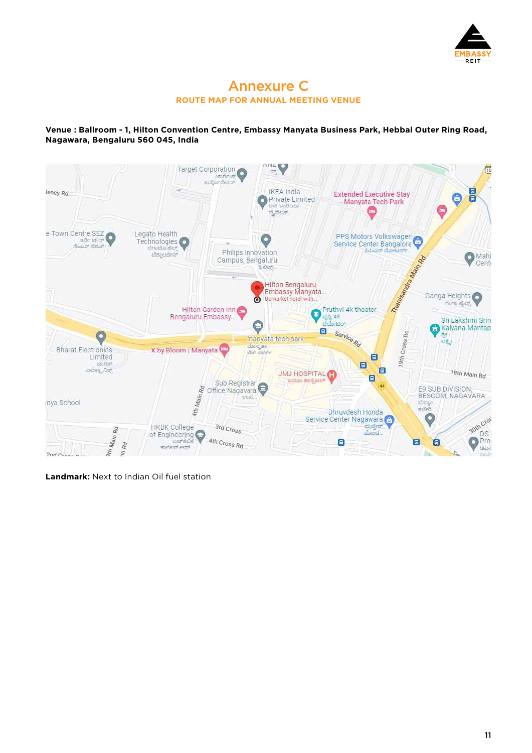# Annexure C

## ROUTE MAP FOR ANNUAL MEETING VENUE

**Venue : Ballroom - 1, Hilton Convention Centre, Embassy Manyata Business Park, Hebbal Outer Ring Road, Nagawara, Bengaluru 560 045, India**

**Landmark:** Next to Indian Oil fuel station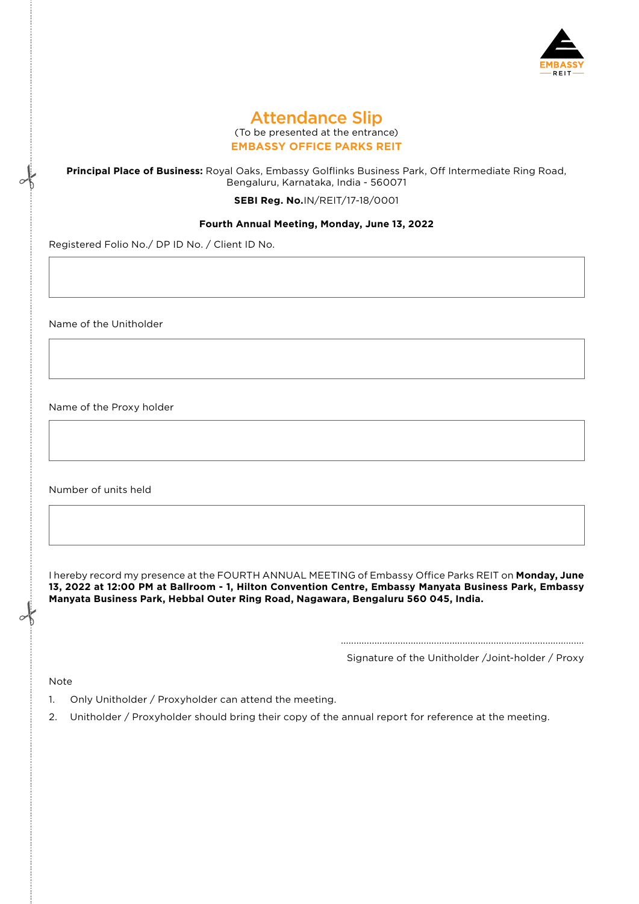# Attendance Slip

(To be presented at the entrance)

**EMBASSY OFFICE PARKS REIT**

**Principal Place of Business:** Royal Oaks, Embassy Golflinks Business Park, Off Intermediate Ring Road, Bengaluru, Karnataka, India - 560071

**SEBI Reg. No.**IN/REIT/17-18/0001

**Fourth Annual Meeting, Monday, June 13, 2022**

Registered Folio No./ DP ID No. / Client ID No.

Name of the Unitholder

Name of the Proxy holder

Number of units held

I hereby record my presence at the FOURTH ANNUAL MEETING of Embassy Office Parks REIT on **Monday, June 13, 2022 at 12:00 PM at Ballroom - 1, Hilton Convention Centre, Embassy Manyata Business Park, Embassy Manyata Business Park, Hebbal Outer Ring Road, Nagawara, Bengaluru 560 045, India.**

..........................................................................................

Signature of the Unitholder /Joint-holder / Proxy

Note

1. Only Unitholder / Proxyholder can attend the meeting.
2. Unitholder / Proxyholder should bring their copy of the annual report for reference at the meeting.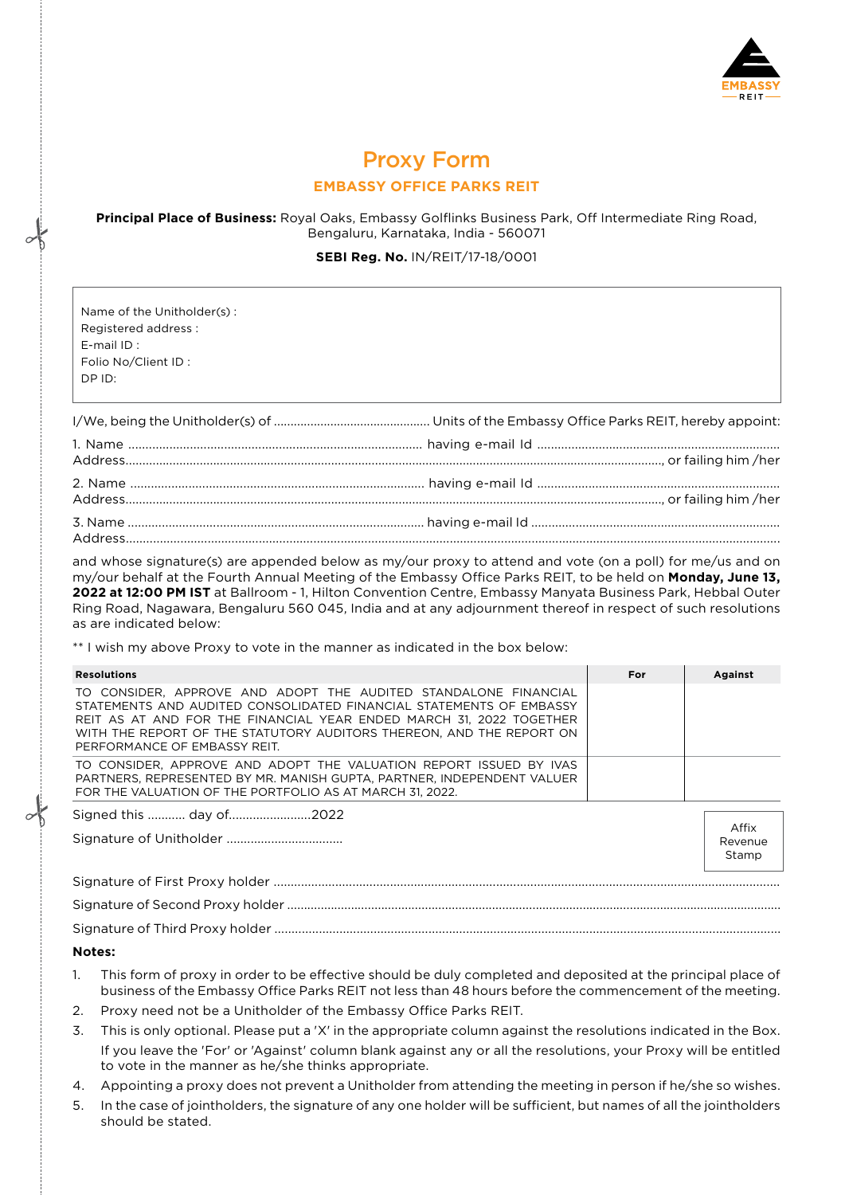# Proxy Form

## EMBASSY OFFICE PARKS REIT

**Principal Place of Business:** Royal Oaks, Embassy Golflinks Business Park, Off Intermediate Ring Road, Bengaluru, Karnataka, India - 560071

**SEBI Reg. No.** IN/REIT/17-18/0001

Name of the Unitholder(s) :
Registered address :
E-mail ID :
Folio No/Client ID :
DP ID:

I/We, being the Unitholder(s) of ............................................. Units of the Embassy Office Parks REIT, hereby appoint:

1. Name .................................................................................... having e-mail Id ...................................................................... Address................................................................................................................................................, or failing him /her

2. Name .................................................................................... having e-mail Id ...................................................................... Address................................................................................................................................................, or failing him /her

3. Name .................................................................................... having e-mail Id ...................................................................... Address..........................................................................................................................................................

and whose signature(s) are appended below as my/our proxy to attend and vote (on a poll) for me/us and on my/our behalf at the Fourth Annual Meeting of the Embassy Office Parks REIT, to be held on **Monday, June 13, 2022 at 12:00 PM IST** at Ballroom - 1, Hilton Convention Centre, Embassy Manyata Business Park, Hebbal Outer Ring Road, Nagawara, Bengaluru 560 045, India and at any adjournment thereof in respect of such resolutions as are indicated below:

** I wish my above Proxy to vote in the manner as indicated in the box below:

| Resolutions | For | Against |
|---|---|---|
| TO CONSIDER, APPROVE AND ADOPT THE AUDITED STANDALONE FINANCIAL STATEMENTS AND AUDITED CONSOLIDATED FINANCIAL STATEMENTS OF EMBASSY REIT AS AT AND FOR THE FINANCIAL YEAR ENDED MARCH 31, 2022 TOGETHER WITH THE REPORT OF THE STATUTORY AUDITORS THEREON, AND THE REPORT ON PERFORMANCE OF EMBASSY REIT. | | |
| TO CONSIDER, APPROVE AND ADOPT THE VALUATION REPORT ISSUED BY IVAS PARTNERS, REPRESENTED BY MR. MANISH GUPTA, PARTNER, INDEPENDENT VALUER FOR THE VALUATION OF THE PORTFOLIO AS AT MARCH 31, 2022. | | |

Signed this ........... day of........................2022

Signature of Unitholder ..................................

Affix Revenue Stamp

Signature of First Proxy holder ......................................................................................................................................

Signature of Second Proxy holder ..................................................................................................................................

Signature of Third Proxy holder ......................................................................................................................................

**Notes:**

1. This form of proxy in order to be effective should be duly completed and deposited at the principal place of business of the Embassy Office Parks REIT not less than 48 hours before the commencement of the meeting.
2. Proxy need not be a Unitholder of the Embassy Office Parks REIT.
3. This is only optional. Please put a 'X' in the appropriate column against the resolutions indicated in the Box. If you leave the 'For' or 'Against' column blank against any or all the resolutions, your Proxy will be entitled to vote in the manner as he/she thinks appropriate.
4. Appointing a proxy does not prevent a Unitholder from attending the meeting in person if he/she so wishes.
5. In the case of jointholders, the signature of any one holder will be sufficient, but names of all the jointholders should be stated.